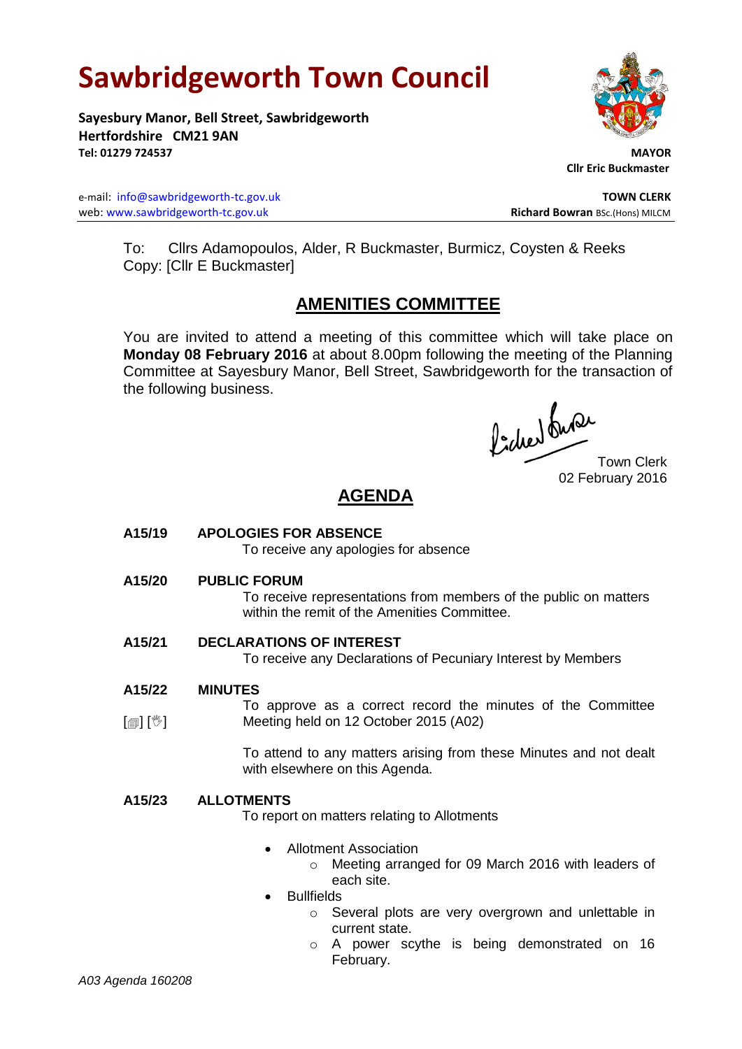# Sawbridgeworth Town Council

**Sayesbury Manor, Bell Street, Sawbridgeworth**
**Hertfordshire CM21 9AN**
**Tel: 01279 724537**

**MAYOR**
**Cllr Eric Buckmaster**

e-mail: info@sawbridgeworth-tc.gov.uk
web: www.sawbridgeworth-tc.gov.uk

**TOWN CLERK**
**Richard Bowran** BSc.(Hons) MILCM

To: Cllrs Adamopoulos, Alder, R Buckmaster, Burmicz, Coysten & Reeks
Copy: [Cllr E Buckmaster]

## AMENITIES COMMITTEE

You are invited to attend a meeting of this committee which will take place on **Monday 08 February 2016** at about 8.00pm following the meeting of the Planning Committee at Sayesbury Manor, Bell Street, Sawbridgeworth for the transaction of the following business.

Town Clerk
02 February 2016

## AGENDA

**A15/19 APOLOGIES FOR ABSENCE**

To receive any apologies for absence

**A15/20 PUBLIC FORUM**

To receive representations from members of the public on matters within the remit of the Amenities Committee.

**A15/21 DECLARATIONS OF INTEREST**

To receive any Declarations of Pecuniary Interest by Members

**A15/22 MINUTES**

[🗐] [🖑] To approve as a correct record the minutes of the Committee Meeting held on 12 October 2015 (A02)

To attend to any matters arising from these Minutes and not dealt with elsewhere on this Agenda.

**A15/23 ALLOTMENTS**

To report on matters relating to Allotments

- Allotment Association
  - Meeting arranged for 09 March 2016 with leaders of each site.
- Bullfields
  - Several plots are very overgrown and unlettable in current state.
  - A power scythe is being demonstrated on 16 February.

*A03 Agenda 160208*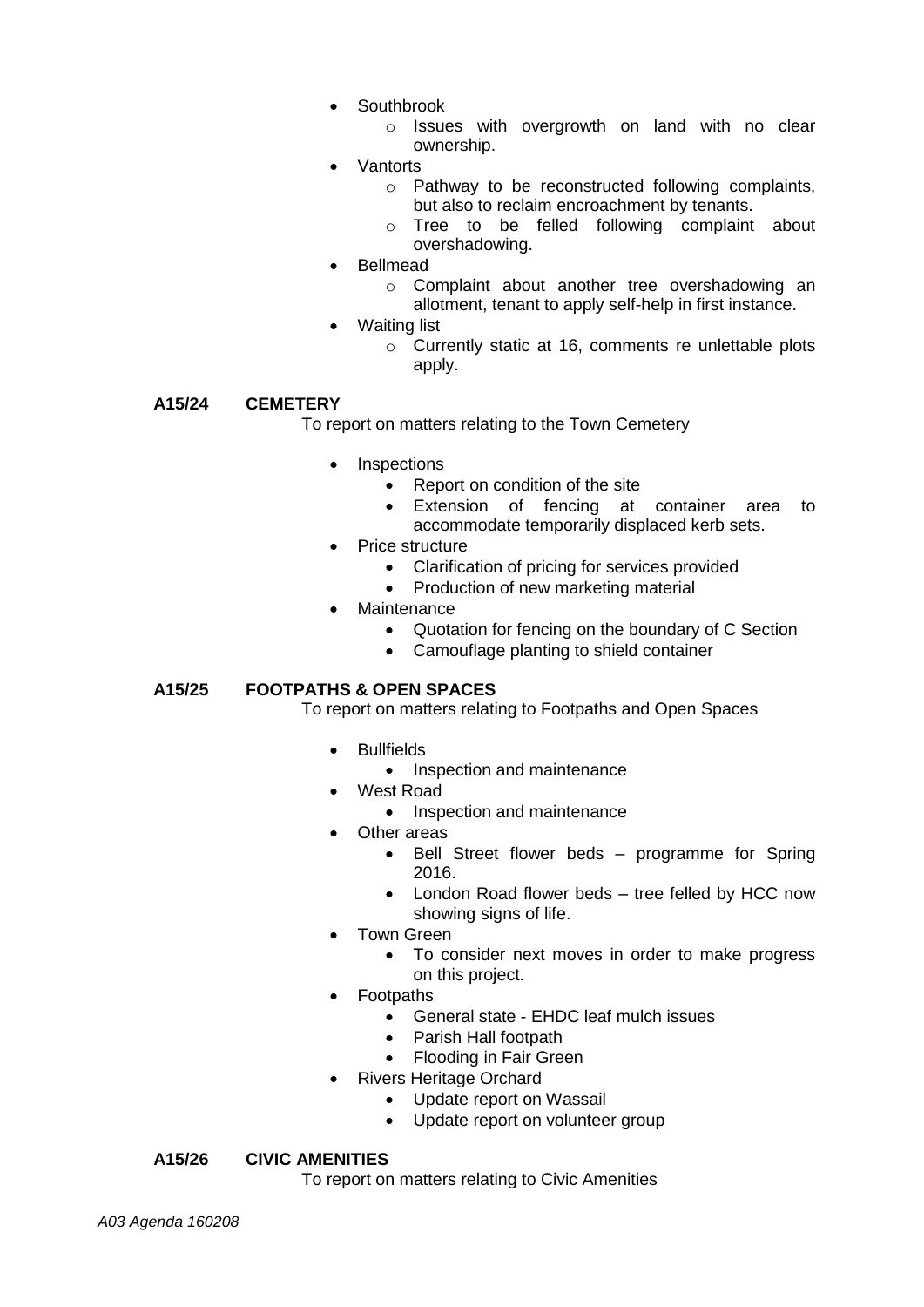- Southbrook
    - Issues with overgrowth on land with no clear ownership.
- Vantorts
    - Pathway to be reconstructed following complaints, but also to reclaim encroachment by tenants.
    - Tree to be felled following complaint about overshadowing.
- Bellmead
    - Complaint about another tree overshadowing an allotment, tenant to apply self-help in first instance.
- Waiting list
    - Currently static at 16, comments re unlettable plots apply.

## A15/24 CEMETERY

To report on matters relating to the Town Cemetery

- Inspections
    - Report on condition of the site
    - Extension of fencing at container area to accommodate temporarily displaced kerb sets.
- Price structure
    - Clarification of pricing for services provided
    - Production of new marketing material
- Maintenance
    - Quotation for fencing on the boundary of C Section
    - Camouflage planting to shield container

## A15/25 FOOTPATHS & OPEN SPACES

To report on matters relating to Footpaths and Open Spaces

- Bullfields
    - Inspection and maintenance
- West Road
    - Inspection and maintenance
- Other areas
    - Bell Street flower beds – programme for Spring 2016.
    - London Road flower beds – tree felled by HCC now showing signs of life.
- Town Green
    - To consider next moves in order to make progress on this project.
- Footpaths
    - General state - EHDC leaf mulch issues
    - Parish Hall footpath
    - Flooding in Fair Green
- Rivers Heritage Orchard
    - Update report on Wassail
    - Update report on volunteer group

## A15/26 CIVIC AMENITIES

To report on matters relating to Civic Amenities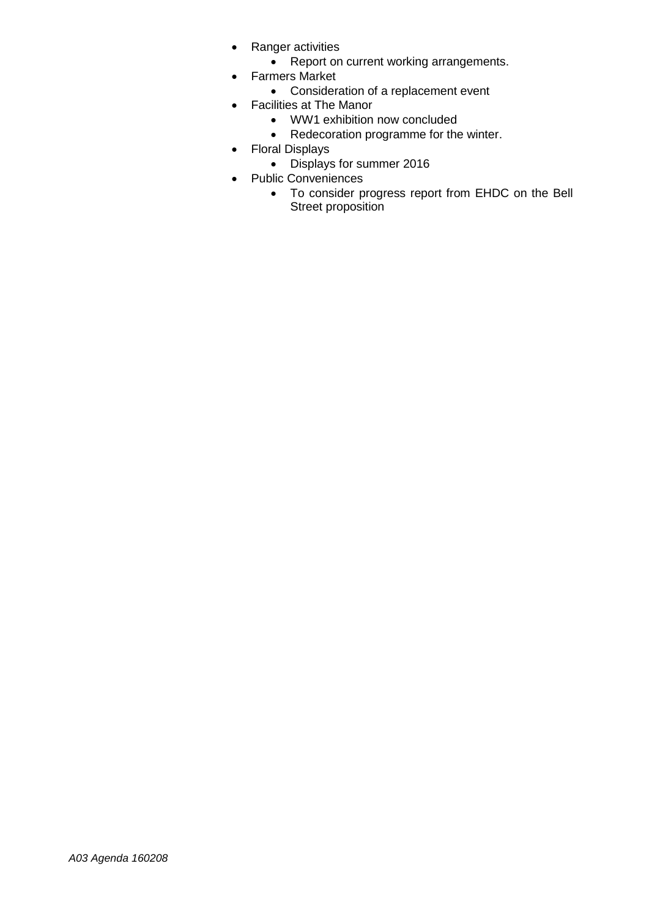- Ranger activities
    - Report on current working arrangements.
- Farmers Market
    - Consideration of a replacement event
- Facilities at The Manor
    - WW1 exhibition now concluded
    - Redecoration programme for the winter.
- Floral Displays
    - Displays for summer 2016
- Public Conveniences
    - To consider progress report from EHDC on the Bell Street proposition

*A03 Agenda 160208*